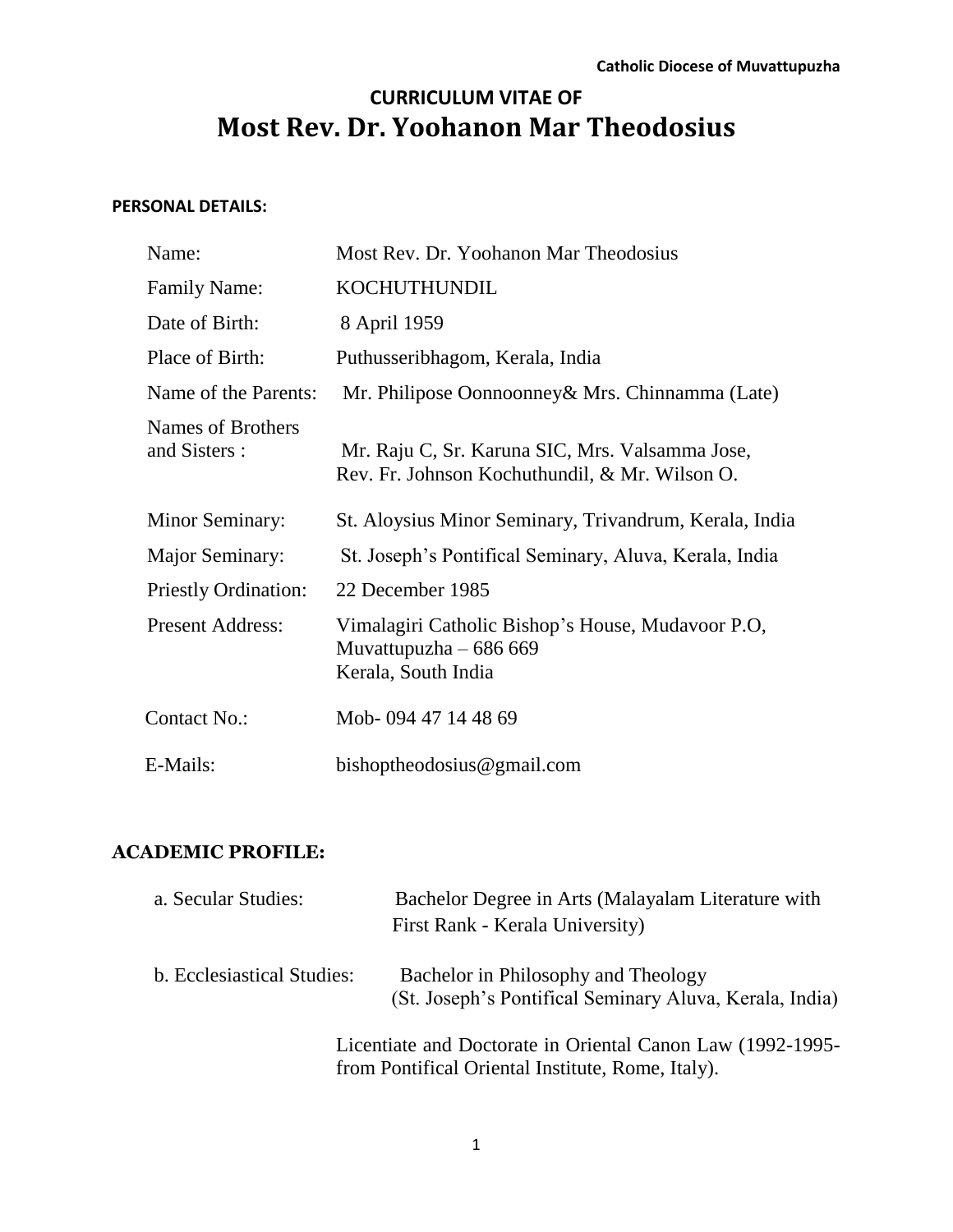# CURRICULUM VITAE OF
# Most Rev. Dr. Yoohanon Mar Theodosius

**PERSONAL DETAILS:**

| | |
|---|---|
| Name: | Most Rev. Dr. Yoohanon Mar Theodosius |
| Family Name: | KOCHUTHUNDIL |
| Date of Birth: | 8 April 1959 |
| Place of Birth: | Puthusseribhagom, Kerala, India |
| Name of the Parents: | Mr. Philipose Oonnoonney& Mrs. Chinnamma (Late) |
| Names of Brothers and Sisters : | Mr. Raju C, Sr. Karuna SIC, Mrs. Valsamma Jose, Rev. Fr. Johnson Kochuthundil, & Mr. Wilson O. |
| Minor Seminary: | St. Aloysius Minor Seminary, Trivandrum, Kerala, India |
| Major Seminary: | St. Joseph's Pontifical Seminary, Aluva, Kerala, India |
| Priestly Ordination: | 22 December 1985 |
| Present Address: | Vimalagiri Catholic Bishop's House, Mudavoor P.O, Muvattupuzha – 686 669 Kerala, South India |
| Contact No.: | Mob- 094 47 14 48 69 |
| E-Mails: | bishoptheodosius@gmail.com |

**ACADEMIC PROFILE:**

| | |
|---|---|
| a. Secular Studies: | Bachelor Degree in Arts (Malayalam Literature with First Rank - Kerala University) |
| b. Ecclesiastical Studies: | Bachelor in Philosophy and Theology (St. Joseph's Pontifical Seminary Aluva, Kerala, India) |
| | Licentiate and Doctorate in Oriental Canon Law (1992-1995- from Pontifical Oriental Institute, Rome, Italy). |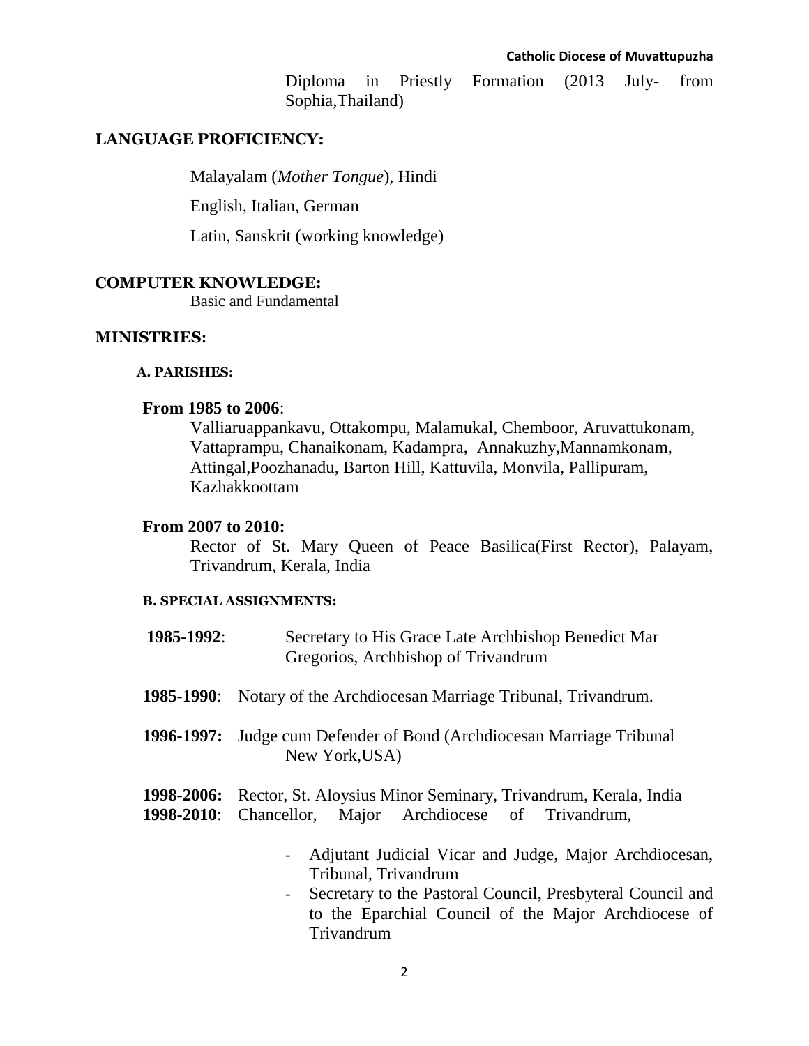Diploma in Priestly Formation (2013 July- from Sophia,Thailand)

## LANGUAGE PROFICIENCY:

Malayalam (*Mother Tongue*), Hindi

English, Italian, German

Latin, Sanskrit (working knowledge)

## COMPUTER KNOWLEDGE:

Basic and Fundamental

## MINISTRIES:

### A. PARISHES:

**From 1985 to 2006**:

Valliaruappankavu, Ottakompu, Malamukal, Chemboor, Aruvattukonam, Vattaprampu, Chanaikonam, Kadampra, Annakuzhy,Mannamkonam, Attingal,Poozhanadu, Barton Hill, Kattuvila, Monvila, Pallipuram, Kazhakkoottam

**From 2007 to 2010:**

Rector of St. Mary Queen of Peace Basilica(First Rector), Palayam, Trivandrum, Kerala, India

### B. SPECIAL ASSIGNMENTS:

**1985-1992**: Secretary to His Grace Late Archbishop Benedict Mar Gregorios, Archbishop of Trivandrum

**1985-1990**: Notary of the Archdiocesan Marriage Tribunal, Trivandrum.

**1996-1997:** Judge cum Defender of Bond (Archdiocesan Marriage Tribunal New York,USA)

**1998-2006:** Rector, St. Aloysius Minor Seminary, Trivandrum, Kerala, India

**1998-2010**: Chancellor, Major Archdiocese of Trivandrum,

- Adjutant Judicial Vicar and Judge, Major Archdiocesan, Tribunal, Trivandrum
- Secretary to the Pastoral Council, Presbyteral Council and to the Eparchial Council of the Major Archdiocese of Trivandrum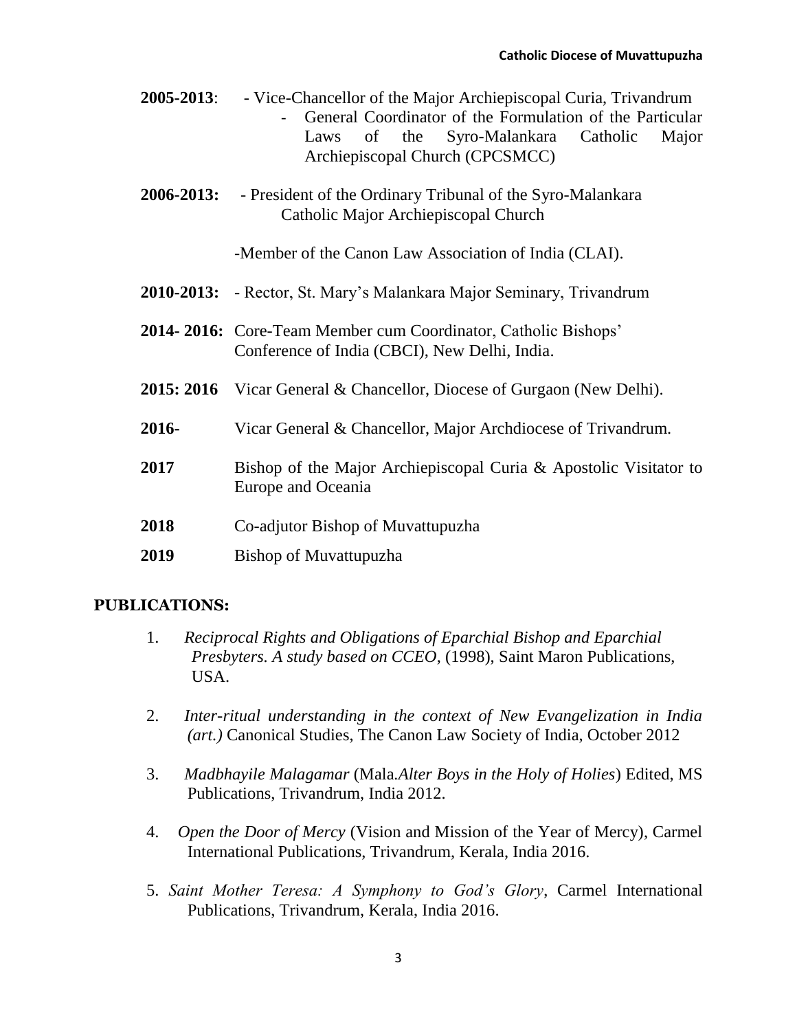**2005-2013**: - Vice-Chancellor of the Major Archiepiscopal Curia, Trivandrum
- General Coordinator of the Formulation of the Particular Laws of the Syro-Malankara Catholic Major Archiepiscopal Church (CPCSMCC)

**2006-2013:** - President of the Ordinary Tribunal of the Syro-Malankara Catholic Major Archiepiscopal Church

-Member of the Canon Law Association of India (CLAI).

**2010-2013:** - Rector, St. Mary's Malankara Major Seminary, Trivandrum

**2014- 2016:** Core-Team Member cum Coordinator, Catholic Bishops' Conference of India (CBCI), New Delhi, India.

**2015: 2016** Vicar General & Chancellor, Diocese of Gurgaon (New Delhi).

**2016-** Vicar General & Chancellor, Major Archdiocese of Trivandrum.

**2017** Bishop of the Major Archiepiscopal Curia & Apostolic Visitator to Europe and Oceania

**2018** Co-adjutor Bishop of Muvattupuzha

**2019** Bishop of Muvattupuzha

## PUBLICATIONS:

1. *Reciprocal Rights and Obligations of Eparchial Bishop and Eparchial Presbyters. A study based on CCEO*, (1998), Saint Maron Publications, USA.

2. *Inter-ritual understanding in the context of New Evangelization in India (art.)* Canonical Studies, The Canon Law Society of India, October 2012

3. *Madbhayile Malagamar* (Mala.*Alter Boys in the Holy of Holies*) Edited, MS Publications, Trivandrum, India 2012.

4. *Open the Door of Mercy* (Vision and Mission of the Year of Mercy), Carmel International Publications, Trivandrum, Kerala, India 2016.

5. *Saint Mother Teresa: A Symphony to God's Glory*, Carmel International Publications, Trivandrum, Kerala, India 2016.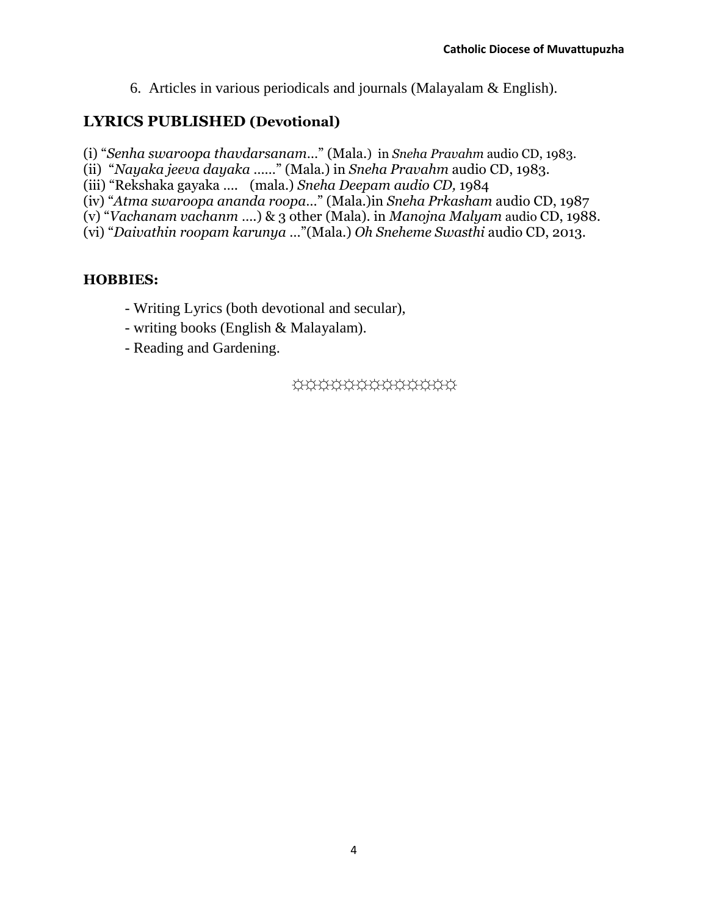6. Articles in various periodicals and journals (Malayalam & English).

## LYRICS PUBLISHED (Devotional)

(i) “*Senha swaroopa thavdarsanam…*” (Mala.) in *Sneha Pravahm* audio CD, 1983.
(ii) “*Nayaka jeeva dayaka ……*” (Mala.) in *Sneha Pravahm* audio CD, 1983.
(iii) “Rekshaka gayaka …. (mala.) *Sneha Deepam audio CD,* 1984
(iv) “*Atma swaroopa ananda roopa…*” (Mala.)in *Sneha Prkasham* audio CD, 1987
(v) “*Vachanam vachanm ….*) & 3 other (Mala). in *Manojna Malyam* audio CD, 1988.
(vi) “*Daivathin roopam karunya …*”(Mala.) *Oh Sneheme Swasthi* audio CD, 2013.

## HOBBIES:

- Writing Lyrics (both devotional and secular),
- writing books (English & Malayalam).
- Reading and Gardening.

☼☼☼☼☼☼☼☼☼☼☼☼☼☼